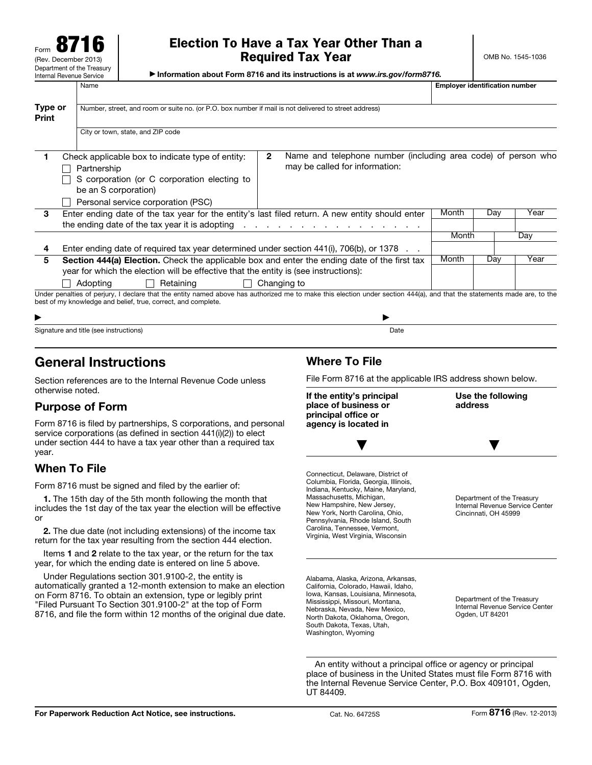Form **8716**
(Rev. December 2013)
Department of the Treasury
Internal Revenue Service

# Election To Have a Tax Year Other Than a Required Tax Year

OMB No. 1545-1036

▶ **Information about Form 8716 and its instructions is at *www.irs.gov/form8716.***

| Type or Print | Name | Employer identification number |
|---|---|---|
| | Number, street, and room or suite no. (or P.O. box number if mail is not delivered to street address) | |
| | City or town, state, and ZIP code | |

**1** Check applicable box to indicate type of entity:
- ☐ Partnership
- ☐ S corporation (or C corporation electing to be an S corporation)
- ☐ Personal service corporation (PSC)

**2** Name and telephone number (including area code) of person who may be called for information:

| | | Month | Day | Year |
|---|---|---|---|---|
| **3** | Enter ending date of the tax year for the entity's last filed return. A new entity should enter the ending date of the tax year it is adopting | | | |

| | | Month | Day |
|---|---|---|---|
| **4** | Enter ending date of required tax year determined under section 441(i), 706(b), or 1378 | | |

| | | Month | Day | Year |
|---|---|---|---|---|
| **5** | **Section 444(a) Election.** Check the applicable box and enter the ending date of the first tax year for which the election will be effective that the entity is (see instructions): ☐ Adopting ☐ Retaining ☐ Changing to | | | |

Under penalties of perjury, I declare that the entity named above has authorized me to make this election under section 444(a), and that the statements made are, to the best of my knowledge and belief, true, correct, and complete.

▶ Signature and title (see instructions) ▶ Date

## General Instructions

Section references are to the Internal Revenue Code unless otherwise noted.

### Purpose of Form

Form 8716 is filed by partnerships, S corporations, and personal service corporations (as defined in section 441(i)(2)) to elect under section 444 to have a tax year other than a required tax year.

### When To File

Form 8716 must be signed and filed by the earlier of:

**1.** The 15th day of the 5th month following the month that includes the 1st day of the tax year the election will be effective or

**2.** The due date (not including extensions) of the income tax return for the tax year resulting from the section 444 election.

Items **1** and **2** relate to the tax year, or the return for the tax year, for which the ending date is entered on line 5 above.

Under Regulations section 301.9100-2, the entity is automatically granted a 12-month extension to make an election on Form 8716. To obtain an extension, type or legibly print "Filed Pursuant To Section 301.9100-2" at the top of Form 8716, and file the form within 12 months of the original due date.

### Where To File

File Form 8716 at the applicable IRS address shown below.

| If the entity's principal place of business or principal office or agency is located in | Use the following address |
|---|---|
| Connecticut, Delaware, District of Columbia, Florida, Georgia, Illinois, Indiana, Kentucky, Maine, Maryland, Massachusetts, Michigan, New Hampshire, New Jersey, New York, North Carolina, Ohio, Pennsylvania, Rhode Island, South Carolina, Tennessee, Vermont, Virginia, West Virginia, Wisconsin | Department of the Treasury Internal Revenue Service Center Cincinnati, OH 45999 |
| Alabama, Alaska, Arizona, Arkansas, California, Colorado, Hawaii, Idaho, Iowa, Kansas, Louisiana, Minnesota, Mississippi, Missouri, Montana, Nebraska, Nevada, New Mexico, North Dakota, Oklahoma, Oregon, South Dakota, Texas, Utah, Washington, Wyoming | Department of the Treasury Internal Revenue Service Center Ogden, UT 84201 |

An entity without a principal office or agency or principal place of business in the United States must file Form 8716 with the Internal Revenue Service Center, P.O. Box 409101, Ogden, UT 84409.

**For Paperwork Reduction Act Notice, see instructions.** Cat. No. 64725S Form **8716** (Rev. 12-2013)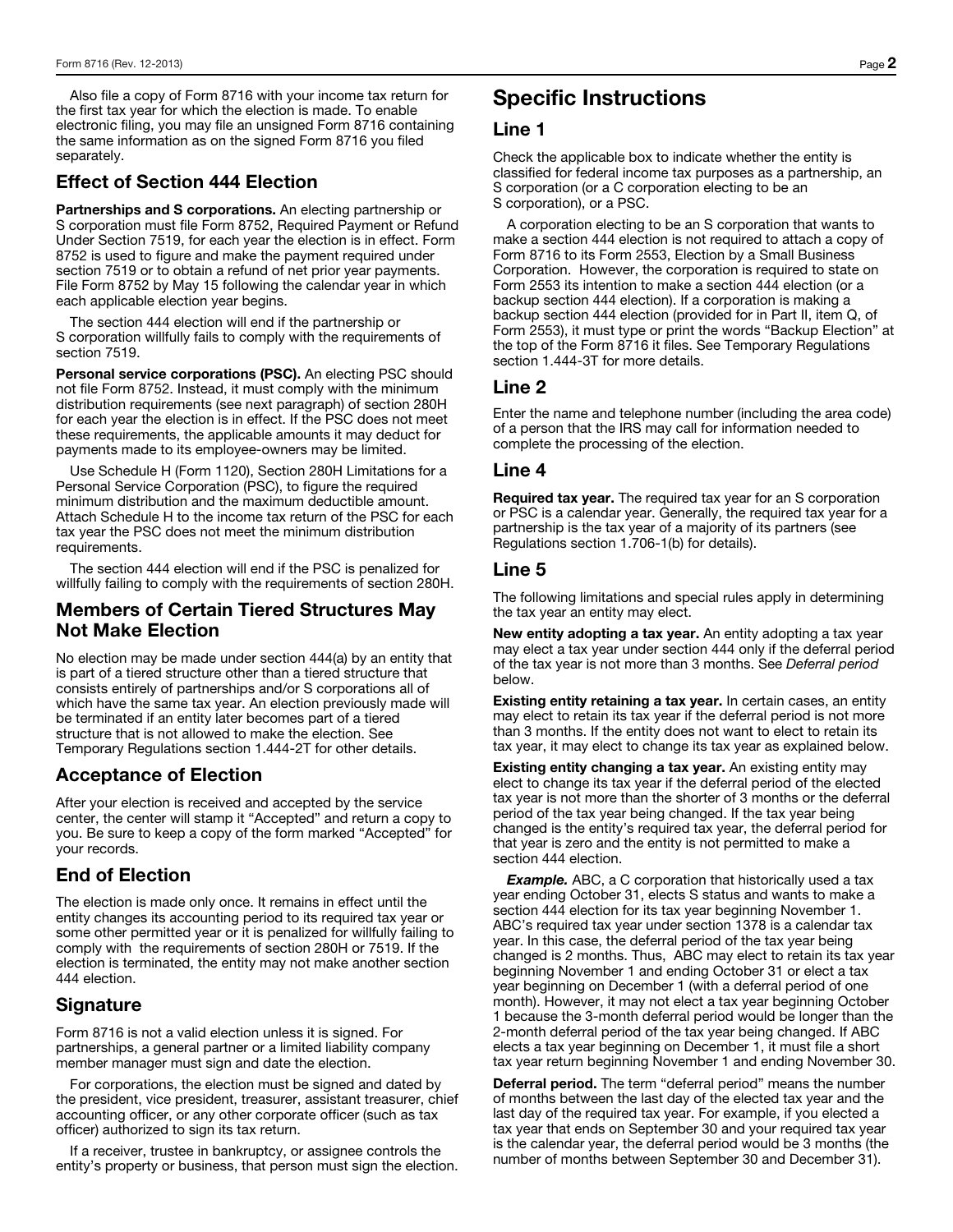Also file a copy of Form 8716 with your income tax return for the first tax year for which the election is made. To enable electronic filing, you may file an unsigned Form 8716 containing the same information as on the signed Form 8716 you filed separately.

## Effect of Section 444 Election

**Partnerships and S corporations.** An electing partnership or S corporation must file Form 8752, Required Payment or Refund Under Section 7519, for each year the election is in effect. Form 8752 is used to figure and make the payment required under section 7519 or to obtain a refund of net prior year payments. File Form 8752 by May 15 following the calendar year in which each applicable election year begins.

The section 444 election will end if the partnership or S corporation willfully fails to comply with the requirements of section 7519.

**Personal service corporations (PSC).** An electing PSC should not file Form 8752. Instead, it must comply with the minimum distribution requirements (see next paragraph) of section 280H for each year the election is in effect. If the PSC does not meet these requirements, the applicable amounts it may deduct for payments made to its employee-owners may be limited.

Use Schedule H (Form 1120), Section 280H Limitations for a Personal Service Corporation (PSC), to figure the required minimum distribution and the maximum deductible amount. Attach Schedule H to the income tax return of the PSC for each tax year the PSC does not meet the minimum distribution requirements.

The section 444 election will end if the PSC is penalized for willfully failing to comply with the requirements of section 280H.

## Members of Certain Tiered Structures May Not Make Election

No election may be made under section 444(a) by an entity that is part of a tiered structure other than a tiered structure that consists entirely of partnerships and/or S corporations all of which have the same tax year. An election previously made will be terminated if an entity later becomes part of a tiered structure that is not allowed to make the election. See Temporary Regulations section 1.444-2T for other details.

## Acceptance of Election

After your election is received and accepted by the service center, the center will stamp it "Accepted" and return a copy to you. Be sure to keep a copy of the form marked "Accepted" for your records.

## End of Election

The election is made only once. It remains in effect until the entity changes its accounting period to its required tax year or some other permitted year or it is penalized for willfully failing to comply with the requirements of section 280H or 7519. If the election is terminated, the entity may not make another section 444 election.

## Signature

Form 8716 is not a valid election unless it is signed. For partnerships, a general partner or a limited liability company member manager must sign and date the election.

For corporations, the election must be signed and dated by the president, vice president, treasurer, assistant treasurer, chief accounting officer, or any other corporate officer (such as tax officer) authorized to sign its tax return.

If a receiver, trustee in bankruptcy, or assignee controls the entity's property or business, that person must sign the election.

# Specific Instructions

## Line 1

Check the applicable box to indicate whether the entity is classified for federal income tax purposes as a partnership, an S corporation (or a C corporation electing to be an S corporation), or a PSC.

A corporation electing to be an S corporation that wants to make a section 444 election is not required to attach a copy of Form 8716 to its Form 2553, Election by a Small Business Corporation. However, the corporation is required to state on Form 2553 its intention to make a section 444 election (or a backup section 444 election). If a corporation is making a backup section 444 election (provided for in Part II, item Q, of Form 2553), it must type or print the words "Backup Election" at the top of the Form 8716 it files. See Temporary Regulations section 1.444-3T for more details.

## Line 2

Enter the name and telephone number (including the area code) of a person that the IRS may call for information needed to complete the processing of the election.

## Line 4

**Required tax year.** The required tax year for an S corporation or PSC is a calendar year. Generally, the required tax year for a partnership is the tax year of a majority of its partners (see Regulations section 1.706-1(b) for details).

## Line 5

The following limitations and special rules apply in determining the tax year an entity may elect.

**New entity adopting a tax year.** An entity adopting a tax year may elect a tax year under section 444 only if the deferral period of the tax year is not more than 3 months. See *Deferral period* below.

**Existing entity retaining a tax year.** In certain cases, an entity may elect to retain its tax year if the deferral period is not more than 3 months. If the entity does not want to elect to retain its tax year, it may elect to change its tax year as explained below.

**Existing entity changing a tax year.** An existing entity may elect to change its tax year if the deferral period of the elected tax year is not more than the shorter of 3 months or the deferral period of the tax year being changed. If the tax year being changed is the entity's required tax year, the deferral period for that year is zero and the entity is not permitted to make a section 444 election.

***Example.*** ABC, a C corporation that historically used a tax year ending October 31, elects S status and wants to make a section 444 election for its tax year beginning November 1. ABC's required tax year under section 1378 is a calendar tax year. In this case, the deferral period of the tax year being changed is 2 months. Thus, ABC may elect to retain its tax year beginning November 1 and ending October 31 or elect a tax year beginning on December 1 (with a deferral period of one month). However, it may not elect a tax year beginning October 1 because the 3-month deferral period would be longer than the 2-month deferral period of the tax year being changed. If ABC elects a tax year beginning on December 1, it must file a short tax year return beginning November 1 and ending November 30.

**Deferral period.** The term "deferral period" means the number of months between the last day of the elected tax year and the last day of the required tax year. For example, if you elected a tax year that ends on September 30 and your required tax year is the calendar year, the deferral period would be 3 months (the number of months between September 30 and December 31).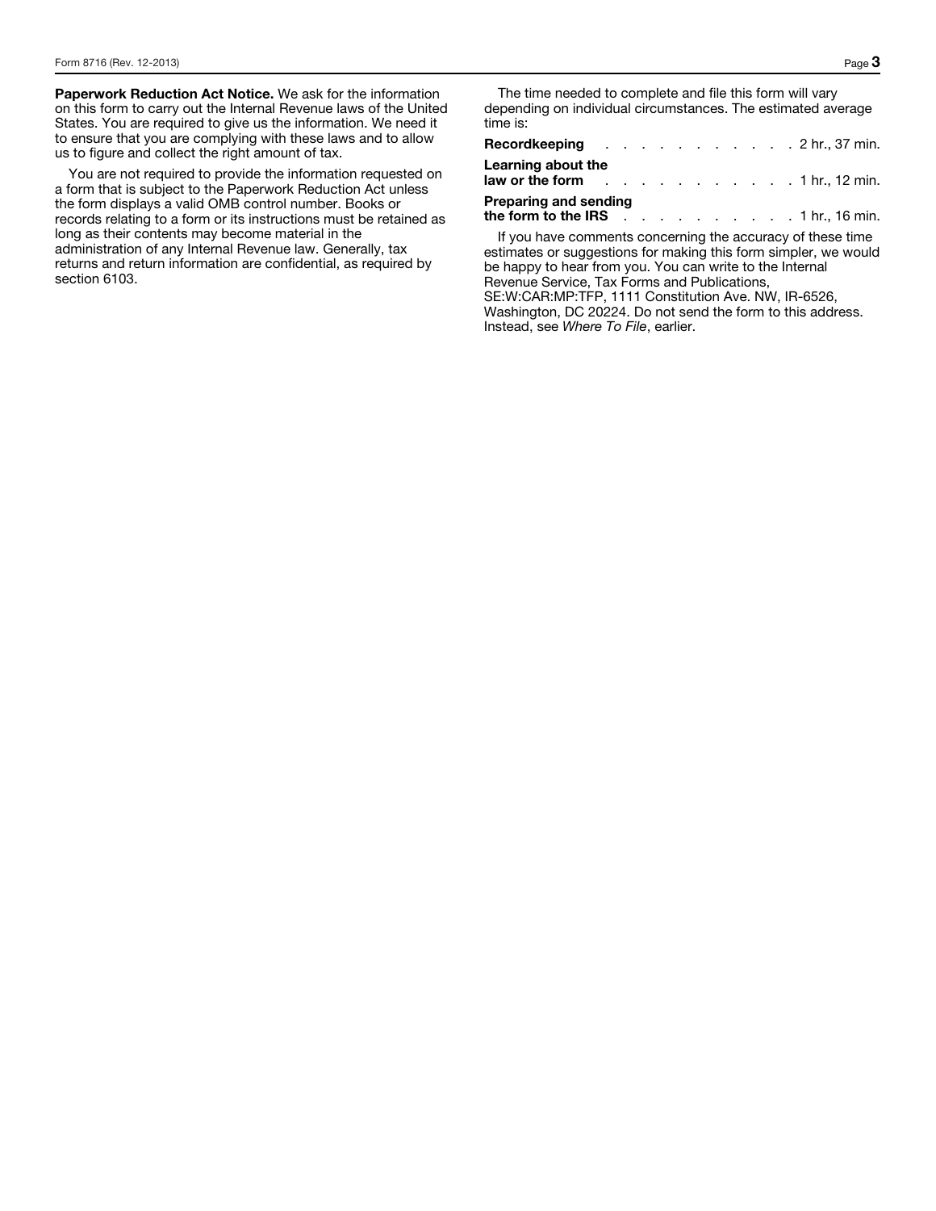**Paperwork Reduction Act Notice.** We ask for the information on this form to carry out the Internal Revenue laws of the United States. You are required to give us the information. We need it to ensure that you are complying with these laws and to allow us to figure and collect the right amount of tax.

You are not required to provide the information requested on a form that is subject to the Paperwork Reduction Act unless the form displays a valid OMB control number. Books or records relating to a form or its instructions must be retained as long as their contents may become material in the administration of any Internal Revenue law. Generally, tax returns and return information are confidential, as required by section 6103.

The time needed to complete and file this form will vary depending on individual circumstances. The estimated average time is:

| | |
|---|---|
| **Recordkeeping** | 2 hr., 37 min. |
| **Learning about the law or the form** | 1 hr., 12 min. |
| **Preparing and sending the form to the IRS** | 1 hr., 16 min. |

If you have comments concerning the accuracy of these time estimates or suggestions for making this form simpler, we would be happy to hear from you. You can write to the Internal Revenue Service, Tax Forms and Publications, SE:W:CAR:MP:TFP, 1111 Constitution Ave. NW, IR-6526, Washington, DC 20224. Do not send the form to this address. Instead, see *Where To File*, earlier.